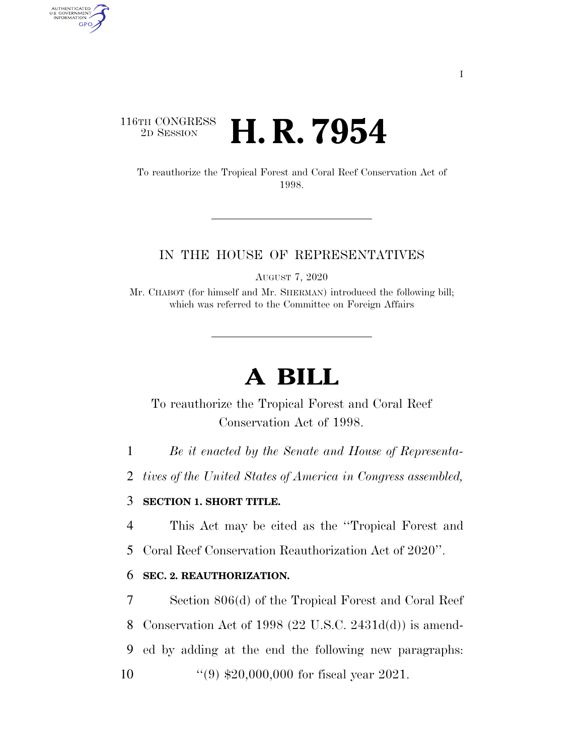116TH CONGRESS
2D SESSION

# H. R. 7954

To reauthorize the Tropical Forest and Coral Reef Conservation Act of 1998.

IN THE HOUSE OF REPRESENTATIVES

AUGUST 7, 2020

Mr. CHABOT (for himself and Mr. SHERMAN) introduced the following bill; which was referred to the Committee on Foreign Affairs

# A BILL

To reauthorize the Tropical Forest and Coral Reef Conservation Act of 1998.

1 *Be it enacted by the Senate and House of Representa-*
2 *tives of the United States of America in Congress assembled,*

3 **SECTION 1. SHORT TITLE.**

4 This Act may be cited as the ''Tropical Forest and
5 Coral Reef Conservation Reauthorization Act of 2020''.

6 **SEC. 2. REAUTHORIZATION.**

7 Section 806(d) of the Tropical Forest and Coral Reef
8 Conservation Act of 1998 (22 U.S.C. 2431d(d)) is amend-
9 ed by adding at the end the following new paragraphs:
10 ''(9) $20,000,000 for fiscal year 2021.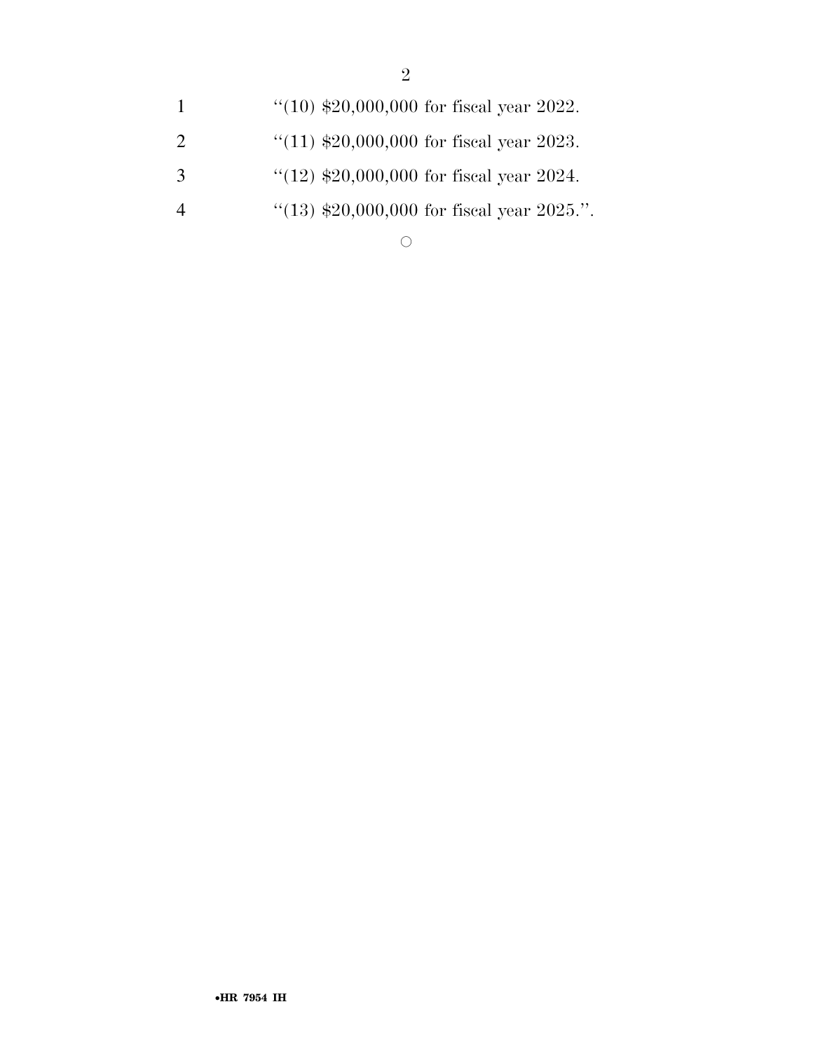"(10) $20,000,000 for fiscal year 2022.

"(11) $20,000,000 for fiscal year 2023.

"(12) $20,000,000 for fiscal year 2024.

"(13) $20,000,000 for fiscal year 2025.".

○